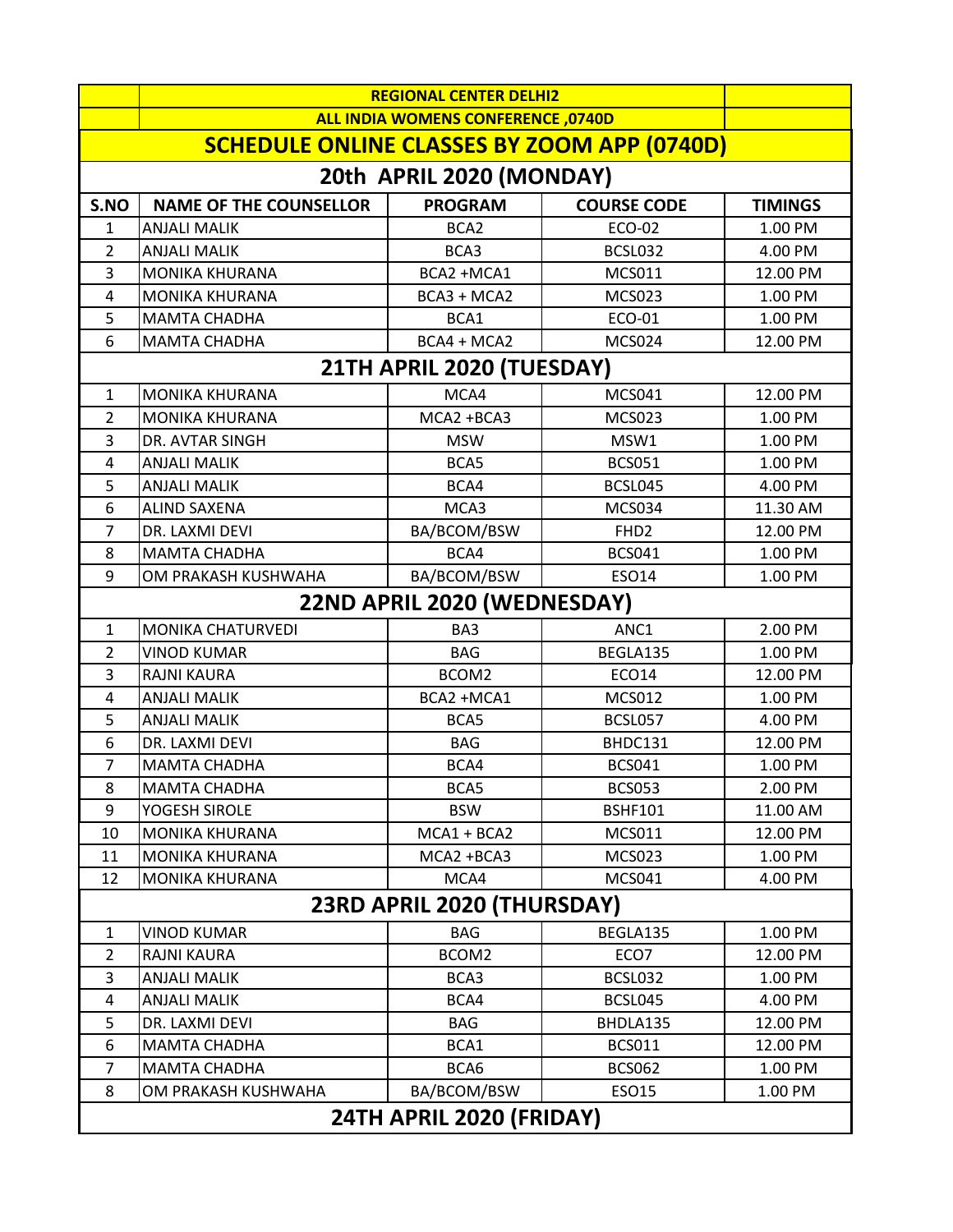| | REGIONAL CENTER DELHI2 | | | |
|---|---|---|---|---|
| | ALL INDIA WOMENS CONFERENCE ,0740D | | | |
| **SCHEDULE ONLINE CLASSES BY ZOOM APP (0740D)** | | | | |
| **20th APRIL 2020 (MONDAY)** | | | | |
| **S.NO** | **NAME OF THE COUNSELLOR** | **PROGRAM** | **COURSE CODE** | **TIMINGS** |
| 1 | ANJALI MALIK | BCA2 | ECO-02 | 1.00 PM |
| 2 | ANJALI MALIK | BCA3 | BCSL032 | 4.00 PM |
| 3 | MONIKA KHURANA | BCA2 +MCA1 | MCS011 | 12.00 PM |
| 4 | MONIKA KHURANA | BCA3 + MCA2 | MCS023 | 1.00 PM |
| 5 | MAMTA CHADHA | BCA1 | ECO-01 | 1.00 PM |
| 6 | MAMTA CHADHA | BCA4 + MCA2 | MCS024 | 12.00 PM |
| **21TH APRIL 2020 (TUESDAY)** | | | | |
| 1 | MONIKA KHURANA | MCA4 | MCS041 | 12.00 PM |
| 2 | MONIKA KHURANA | MCA2 +BCA3 | MCS023 | 1.00 PM |
| 3 | DR. AVTAR SINGH | MSW | MSW1 | 1.00 PM |
| 4 | ANJALI MALIK | BCA5 | BCS051 | 1.00 PM |
| 5 | ANJALI MALIK | BCA4 | BCSL045 | 4.00 PM |
| 6 | ALIND SAXENA | MCA3 | MCS034 | 11.30 AM |
| 7 | DR. LAXMI DEVI | BA/BCOM/BSW | FHD2 | 12.00 PM |
| 8 | MAMTA CHADHA | BCA4 | BCS041 | 1.00 PM |
| 9 | OM PRAKASH KUSHWAHA | BA/BCOM/BSW | ESO14 | 1.00 PM |
| **22ND APRIL 2020 (WEDNESDAY)** | | | | |
| 1 | MONIKA CHATURVEDI | BA3 | ANC1 | 2.00 PM |
| 2 | VINOD KUMAR | BAG | BEGLA135 | 1.00 PM |
| 3 | RAJNI KAURA | BCOM2 | ECO14 | 12.00 PM |
| 4 | ANJALI MALIK | BCA2 +MCA1 | MCS012 | 1.00 PM |
| 5 | ANJALI MALIK | BCA5 | BCSL057 | 4.00 PM |
| 6 | DR. LAXMI DEVI | BAG | BHDC131 | 12.00 PM |
| 7 | MAMTA CHADHA | BCA4 | BCS041 | 1.00 PM |
| 8 | MAMTA CHADHA | BCA5 | BCS053 | 2.00 PM |
| 9 | YOGESH SIROLE | BSW | BSHF101 | 11.00 AM |
| 10 | MONIKA KHURANA | MCA1 + BCA2 | MCS011 | 12.00 PM |
| 11 | MONIKA KHURANA | MCA2 +BCA3 | MCS023 | 1.00 PM |
| 12 | MONIKA KHURANA | MCA4 | MCS041 | 4.00 PM |
| **23RD APRIL 2020 (THURSDAY)** | | | | |
| 1 | VINOD KUMAR | BAG | BEGLA135 | 1.00 PM |
| 2 | RAJNI KAURA | BCOM2 | ECO7 | 12.00 PM |
| 3 | ANJALI MALIK | BCA3 | BCSL032 | 1.00 PM |
| 4 | ANJALI MALIK | BCA4 | BCSL045 | 4.00 PM |
| 5 | DR. LAXMI DEVI | BAG | BHDLA135 | 12.00 PM |
| 6 | MAMTA CHADHA | BCA1 | BCS011 | 12.00 PM |
| 7 | MAMTA CHADHA | BCA6 | BCS062 | 1.00 PM |
| 8 | OM PRAKASH KUSHWAHA | BA/BCOM/BSW | ESO15 | 1.00 PM |
| **24TH APRIL 2020 (FRIDAY)** | | | | |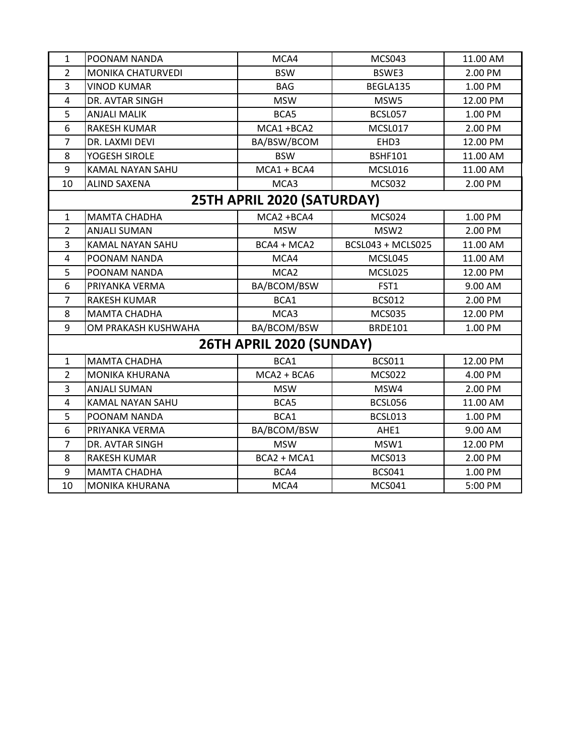| | | | | |
|---|---|---|---|---|
| 1 | POONAM NANDA | MCA4 | MCS043 | 11.00 AM |
| 2 | MONIKA CHATURVEDI | BSW | BSWE3 | 2.00 PM |
| 3 | VINOD KUMAR | BAG | BEGLA135 | 1.00 PM |
| 4 | DR. AVTAR SINGH | MSW | MSW5 | 12.00 PM |
| 5 | ANJALI MALIK | BCA5 | BCSL057 | 1.00 PM |
| 6 | RAKESH KUMAR | MCA1 +BCA2 | MCSL017 | 2.00 PM |
| 7 | DR. LAXMI DEVI | BA/BSW/BCOM | EHD3 | 12.00 PM |
| 8 | YOGESH SIROLE | BSW | BSHF101 | 11.00 AM |
| 9 | KAMAL NAYAN SAHU | MCA1 + BCA4 | MCSL016 | 11.00 AM |
| 10 | ALIND SAXENA | MCA3 | MCS032 | 2.00 PM |
| **25TH APRIL 2020 (SATURDAY)** | | | | |
| 1 | MAMTA CHADHA | MCA2 +BCA4 | MCS024 | 1.00 PM |
| 2 | ANJALI SUMAN | MSW | MSW2 | 2.00 PM |
| 3 | KAMAL NAYAN SAHU | BCA4 + MCA2 | BCSL043 + MCLS025 | 11.00 AM |
| 4 | POONAM NANDA | MCA4 | MCSL045 | 11.00 AM |
| 5 | POONAM NANDA | MCA2 | MCSL025 | 12.00 PM |
| 6 | PRIYANKA VERMA | BA/BCOM/BSW | FST1 | 9.00 AM |
| 7 | RAKESH KUMAR | BCA1 | BCS012 | 2.00 PM |
| 8 | MAMTA CHADHA | MCA3 | MCS035 | 12.00 PM |
| 9 | OM PRAKASH KUSHWAHA | BA/BCOM/BSW | BRDE101 | 1.00 PM |
| **26TH APRIL 2020 (SUNDAY)** | | | | |
| 1 | MAMTA CHADHA | BCA1 | BCS011 | 12.00 PM |
| 2 | MONIKA KHURANA | MCA2 + BCA6 | MCS022 | 4.00 PM |
| 3 | ANJALI SUMAN | MSW | MSW4 | 2.00 PM |
| 4 | KAMAL NAYAN SAHU | BCA5 | BCSL056 | 11.00 AM |
| 5 | POONAM NANDA | BCA1 | BCSL013 | 1.00 PM |
| 6 | PRIYANKA VERMA | BA/BCOM/BSW | AHE1 | 9.00 AM |
| 7 | DR. AVTAR SINGH | MSW | MSW1 | 12.00 PM |
| 8 | RAKESH KUMAR | BCA2 + MCA1 | MCS013 | 2.00 PM |
| 9 | MAMTA CHADHA | BCA4 | BCS041 | 1.00 PM |
| 10 | MONIKA KHURANA | MCA4 | MCS041 | 5:00 PM |